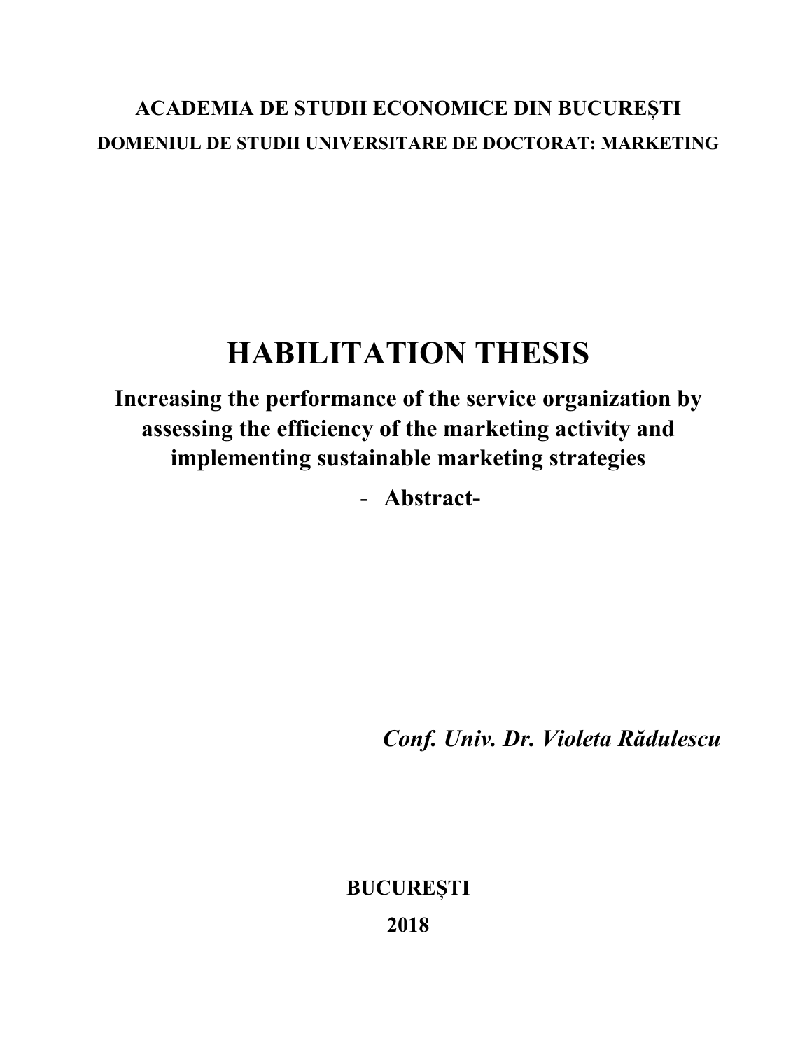**ACADEMIA DE STUDII ECONOMICE DIN BUCUREȘTI**

**DOMENIUL DE STUDII UNIVERSITARE DE DOCTORAT: MARKETING**

# HABILITATION THESIS

**Increasing the performance of the service organization by assessing the efficiency of the marketing activity and implementing sustainable marketing strategies**

**- Abstract-**

***Conf. Univ. Dr. Violeta Rădulescu***

**BUCUREȘTI**

**2018**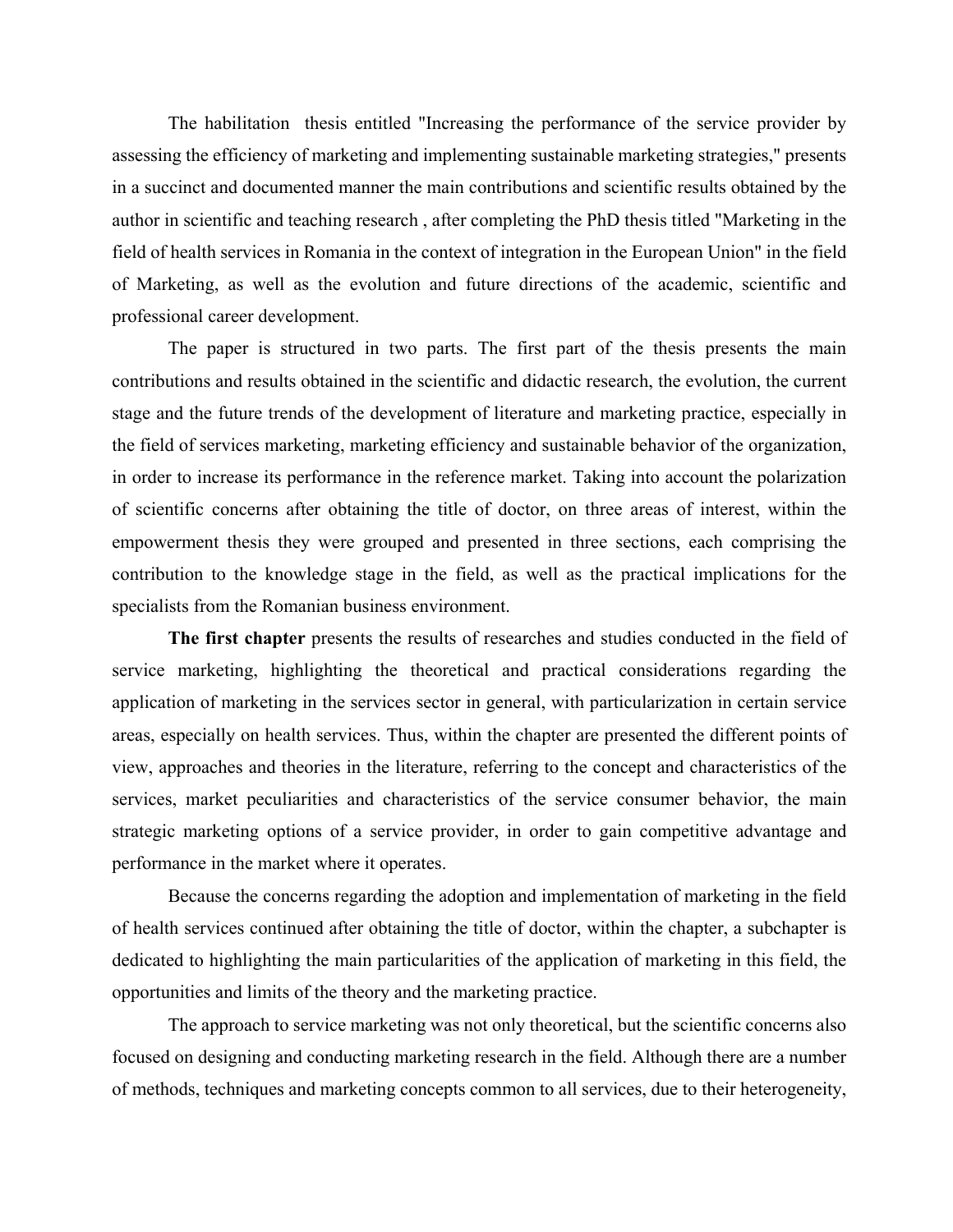The habilitation thesis entitled "Increasing the performance of the service provider by assessing the efficiency of marketing and implementing sustainable marketing strategies," presents in a succinct and documented manner the main contributions and scientific results obtained by the author in scientific and teaching research , after completing the PhD thesis titled "Marketing in the field of health services in Romania in the context of integration in the European Union" in the field of Marketing, as well as the evolution and future directions of the academic, scientific and professional career development.

The paper is structured in two parts. The first part of the thesis presents the main contributions and results obtained in the scientific and didactic research, the evolution, the current stage and the future trends of the development of literature and marketing practice, especially in the field of services marketing, marketing efficiency and sustainable behavior of the organization, in order to increase its performance in the reference market. Taking into account the polarization of scientific concerns after obtaining the title of doctor, on three areas of interest, within the empowerment thesis they were grouped and presented in three sections, each comprising the contribution to the knowledge stage in the field, as well as the practical implications for the specialists from the Romanian business environment.

**The first chapter** presents the results of researches and studies conducted in the field of service marketing, highlighting the theoretical and practical considerations regarding the application of marketing in the services sector in general, with particularization in certain service areas, especially on health services. Thus, within the chapter are presented the different points of view, approaches and theories in the literature, referring to the concept and characteristics of the services, market peculiarities and characteristics of the service consumer behavior, the main strategic marketing options of a service provider, in order to gain competitive advantage and performance in the market where it operates.

Because the concerns regarding the adoption and implementation of marketing in the field of health services continued after obtaining the title of doctor, within the chapter, a subchapter is dedicated to highlighting the main particularities of the application of marketing in this field, the opportunities and limits of the theory and the marketing practice.

The approach to service marketing was not only theoretical, but the scientific concerns also focused on designing and conducting marketing research in the field. Although there are a number of methods, techniques and marketing concepts common to all services, due to their heterogeneity,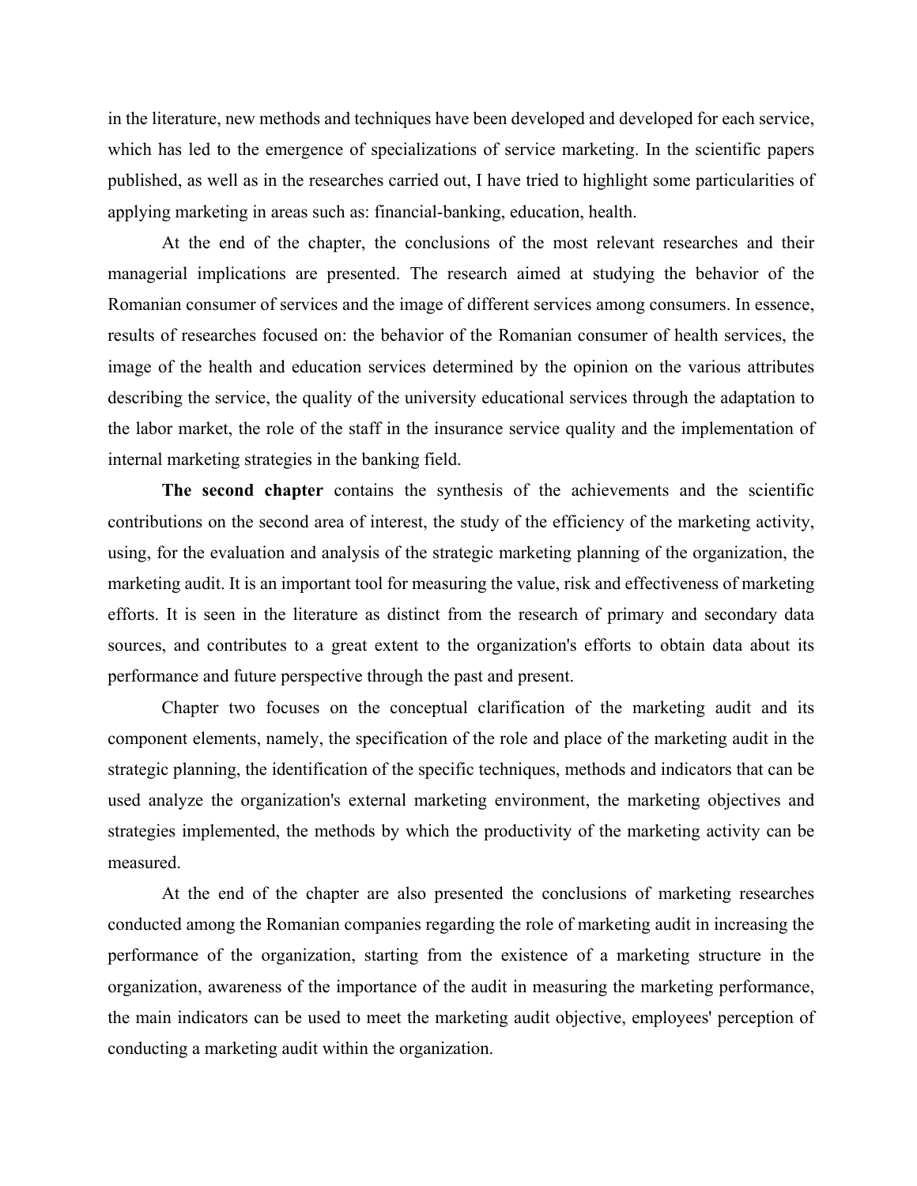in the literature, new methods and techniques have been developed and developed for each service, which has led to the emergence of specializations of service marketing. In the scientific papers published, as well as in the researches carried out, I have tried to highlight some particularities of applying marketing in areas such as: financial-banking, education, health.

At the end of the chapter, the conclusions of the most relevant researches and their managerial implications are presented. The research aimed at studying the behavior of the Romanian consumer of services and the image of different services among consumers. In essence, results of researches focused on: the behavior of the Romanian consumer of health services, the image of the health and education services determined by the opinion on the various attributes describing the service, the quality of the university educational services through the adaptation to the labor market, the role of the staff in the insurance service quality and the implementation of internal marketing strategies in the banking field.

**The second chapter** contains the synthesis of the achievements and the scientific contributions on the second area of interest, the study of the efficiency of the marketing activity, using, for the evaluation and analysis of the strategic marketing planning of the organization, the marketing audit. It is an important tool for measuring the value, risk and effectiveness of marketing efforts. It is seen in the literature as distinct from the research of primary and secondary data sources, and contributes to a great extent to the organization's efforts to obtain data about its performance and future perspective through the past and present.

Chapter two focuses on the conceptual clarification of the marketing audit and its component elements, namely, the specification of the role and place of the marketing audit in the strategic planning, the identification of the specific techniques, methods and indicators that can be used analyze the organization's external marketing environment, the marketing objectives and strategies implemented, the methods by which the productivity of the marketing activity can be measured.

At the end of the chapter are also presented the conclusions of marketing researches conducted among the Romanian companies regarding the role of marketing audit in increasing the performance of the organization, starting from the existence of a marketing structure in the organization, awareness of the importance of the audit in measuring the marketing performance, the main indicators can be used to meet the marketing audit objective, employees' perception of conducting a marketing audit within the organization.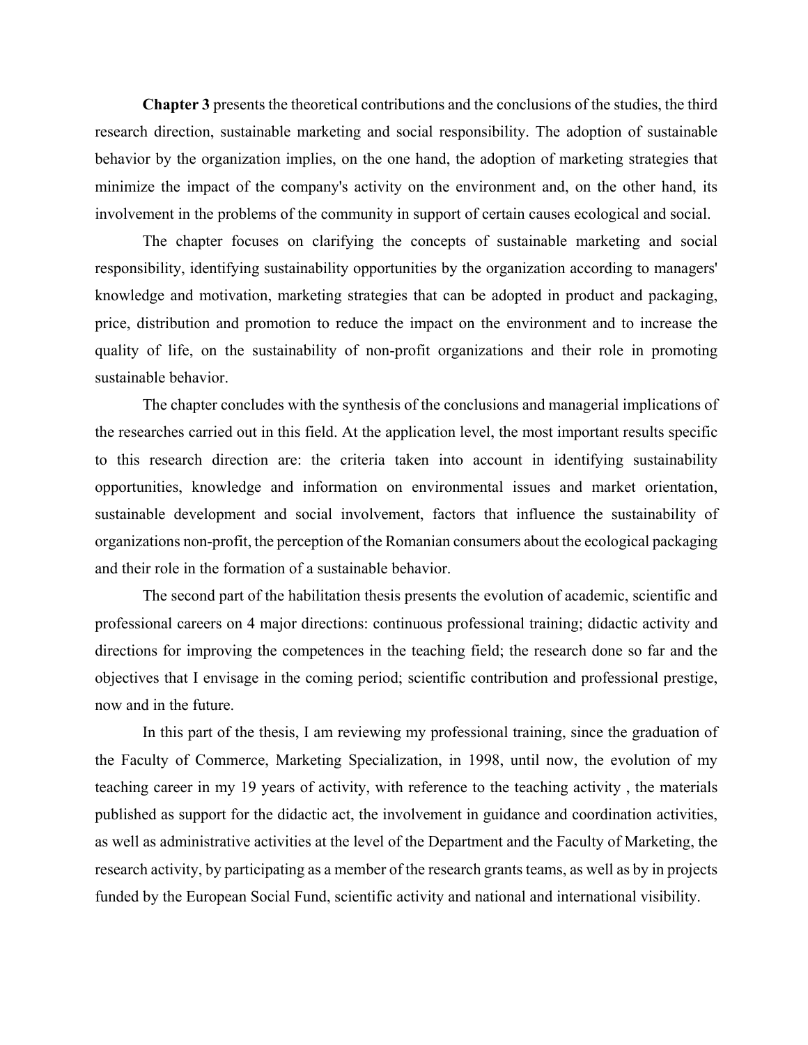**Chapter 3** presents the theoretical contributions and the conclusions of the studies, the third research direction, sustainable marketing and social responsibility. The adoption of sustainable behavior by the organization implies, on the one hand, the adoption of marketing strategies that minimize the impact of the company's activity on the environment and, on the other hand, its involvement in the problems of the community in support of certain causes ecological and social.

The chapter focuses on clarifying the concepts of sustainable marketing and social responsibility, identifying sustainability opportunities by the organization according to managers' knowledge and motivation, marketing strategies that can be adopted in product and packaging, price, distribution and promotion to reduce the impact on the environment and to increase the quality of life, on the sustainability of non-profit organizations and their role in promoting sustainable behavior.

The chapter concludes with the synthesis of the conclusions and managerial implications of the researches carried out in this field. At the application level, the most important results specific to this research direction are: the criteria taken into account in identifying sustainability opportunities, knowledge and information on environmental issues and market orientation, sustainable development and social involvement, factors that influence the sustainability of organizations non-profit, the perception of the Romanian consumers about the ecological packaging and their role in the formation of a sustainable behavior.

The second part of the habilitation thesis presents the evolution of academic, scientific and professional careers on 4 major directions: continuous professional training; didactic activity and directions for improving the competences in the teaching field; the research done so far and the objectives that I envisage in the coming period; scientific contribution and professional prestige, now and in the future.

In this part of the thesis, I am reviewing my professional training, since the graduation of the Faculty of Commerce, Marketing Specialization, in 1998, until now, the evolution of my teaching career in my 19 years of activity, with reference to the teaching activity , the materials published as support for the didactic act, the involvement in guidance and coordination activities, as well as administrative activities at the level of the Department and the Faculty of Marketing, the research activity, by participating as a member of the research grants teams, as well as by in projects funded by the European Social Fund, scientific activity and national and international visibility.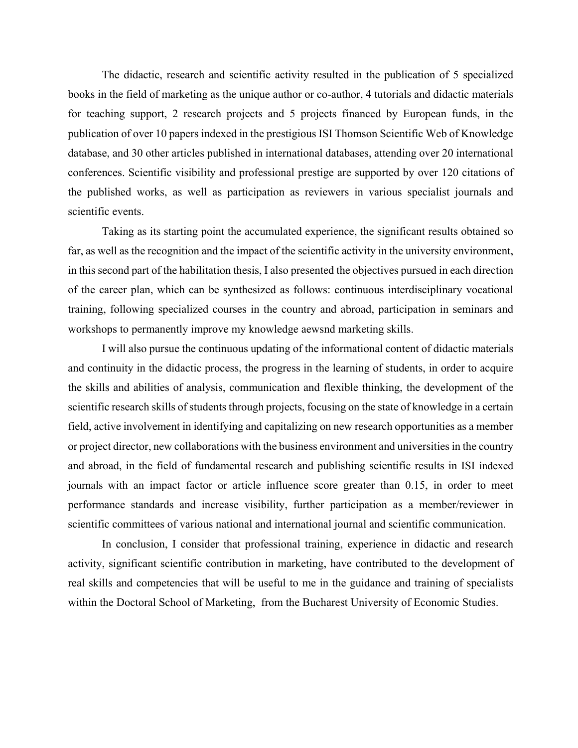The didactic, research and scientific activity resulted in the publication of 5 specialized books in the field of marketing as the unique author or co-author, 4 tutorials and didactic materials for teaching support, 2 research projects and 5 projects financed by European funds, in the publication of over 10 papers indexed in the prestigious ISI Thomson Scientific Web of Knowledge database, and 30 other articles published in international databases, attending over 20 international conferences. Scientific visibility and professional prestige are supported by over 120 citations of the published works, as well as participation as reviewers in various specialist journals and scientific events.

Taking as its starting point the accumulated experience, the significant results obtained so far, as well as the recognition and the impact of the scientific activity in the university environment, in this second part of the habilitation thesis, I also presented the objectives pursued in each direction of the career plan, which can be synthesized as follows: continuous interdisciplinary vocational training, following specialized courses in the country and abroad, participation in seminars and workshops to permanently improve my knowledge aewsnd marketing skills.

I will also pursue the continuous updating of the informational content of didactic materials and continuity in the didactic process, the progress in the learning of students, in order to acquire the skills and abilities of analysis, communication and flexible thinking, the development of the scientific research skills of students through projects, focusing on the state of knowledge in a certain field, active involvement in identifying and capitalizing on new research opportunities as a member or project director, new collaborations with the business environment and universities in the country and abroad, in the field of fundamental research and publishing scientific results in ISI indexed journals with an impact factor or article influence score greater than 0.15, in order to meet performance standards and increase visibility, further participation as a member/reviewer in scientific committees of various national and international journal and scientific communication.

In conclusion, I consider that professional training, experience in didactic and research activity, significant scientific contribution in marketing, have contributed to the development of real skills and competencies that will be useful to me in the guidance and training of specialists within the Doctoral School of Marketing, from the Bucharest University of Economic Studies.